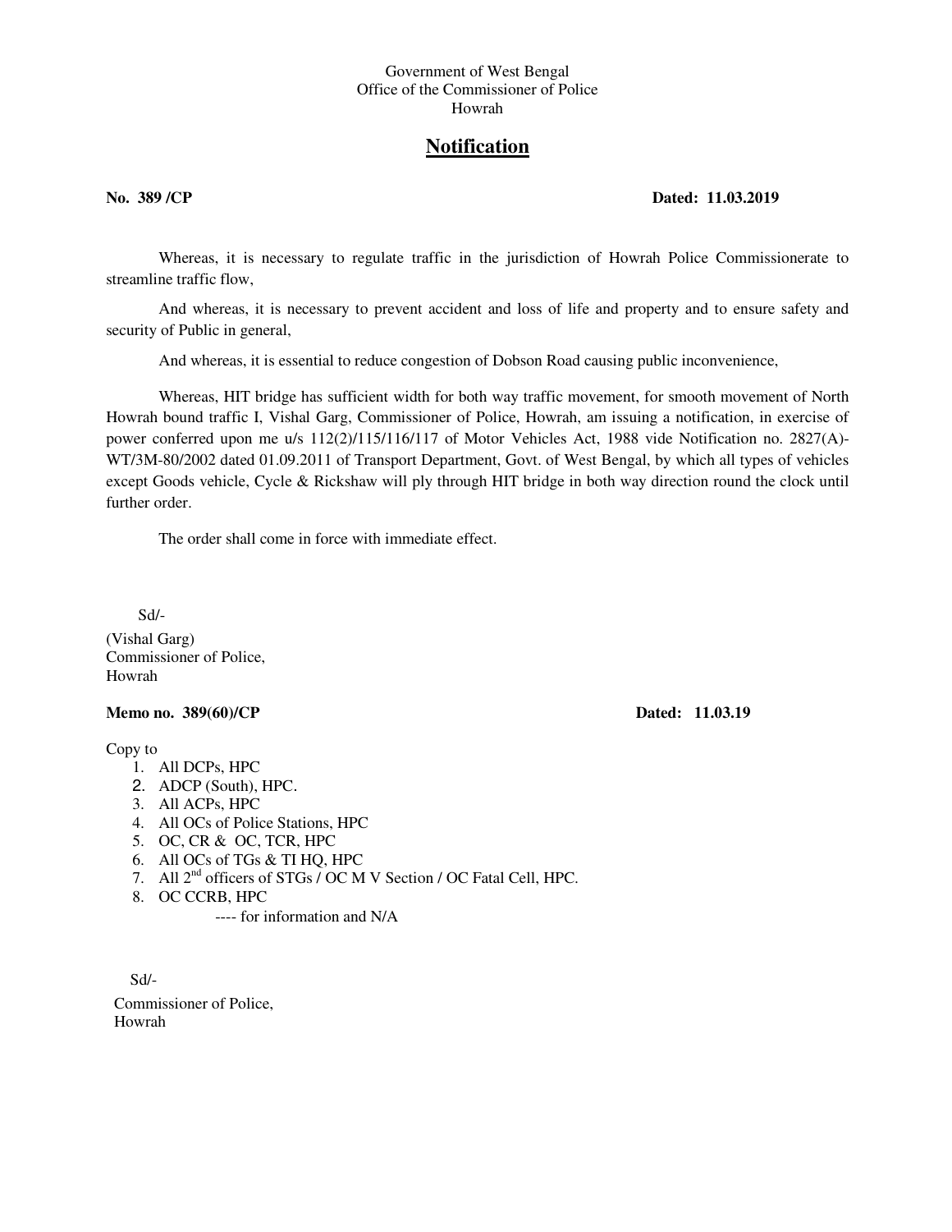Government of West Bengal
Office of the Commissioner of Police
Howrah

# Notification

**No. 389 /CP** **Dated: 11.03.2019**

Whereas, it is necessary to regulate traffic in the jurisdiction of Howrah Police Commissionerate to streamline traffic flow,

And whereas, it is necessary to prevent accident and loss of life and property and to ensure safety and security of Public in general,

And whereas, it is essential to reduce congestion of Dobson Road causing public inconvenience,

Whereas, HIT bridge has sufficient width for both way traffic movement, for smooth movement of North Howrah bound traffic I, Vishal Garg, Commissioner of Police, Howrah, am issuing a notification, in exercise of power conferred upon me u/s 112(2)/115/116/117 of Motor Vehicles Act, 1988 vide Notification no. 2827(A)-WT/3M-80/2002 dated 01.09.2011 of Transport Department, Govt. of West Bengal, by which all types of vehicles except Goods vehicle, Cycle & Rickshaw will ply through HIT bridge in both way direction round the clock until further order.

The order shall come in force with immediate effect.

Sd/-
(Vishal Garg)
Commissioner of Police,
Howrah

**Memo no. 389(60)/CP** **Dated: 11.03.19**

Copy to

1. All DCPs, HPC
2. ADCP (South), HPC.
3. All ACPs, HPC
4. All OCs of Police Stations, HPC
5. OC, CR & OC, TCR, HPC
6. All OCs of TGs & TI HQ, HPC
7. All 2nd officers of STGs / OC M V Section / OC Fatal Cell, HPC.
8. OC CCRB, HPC

---- for information and N/A

Sd/-
Commissioner of Police,
Howrah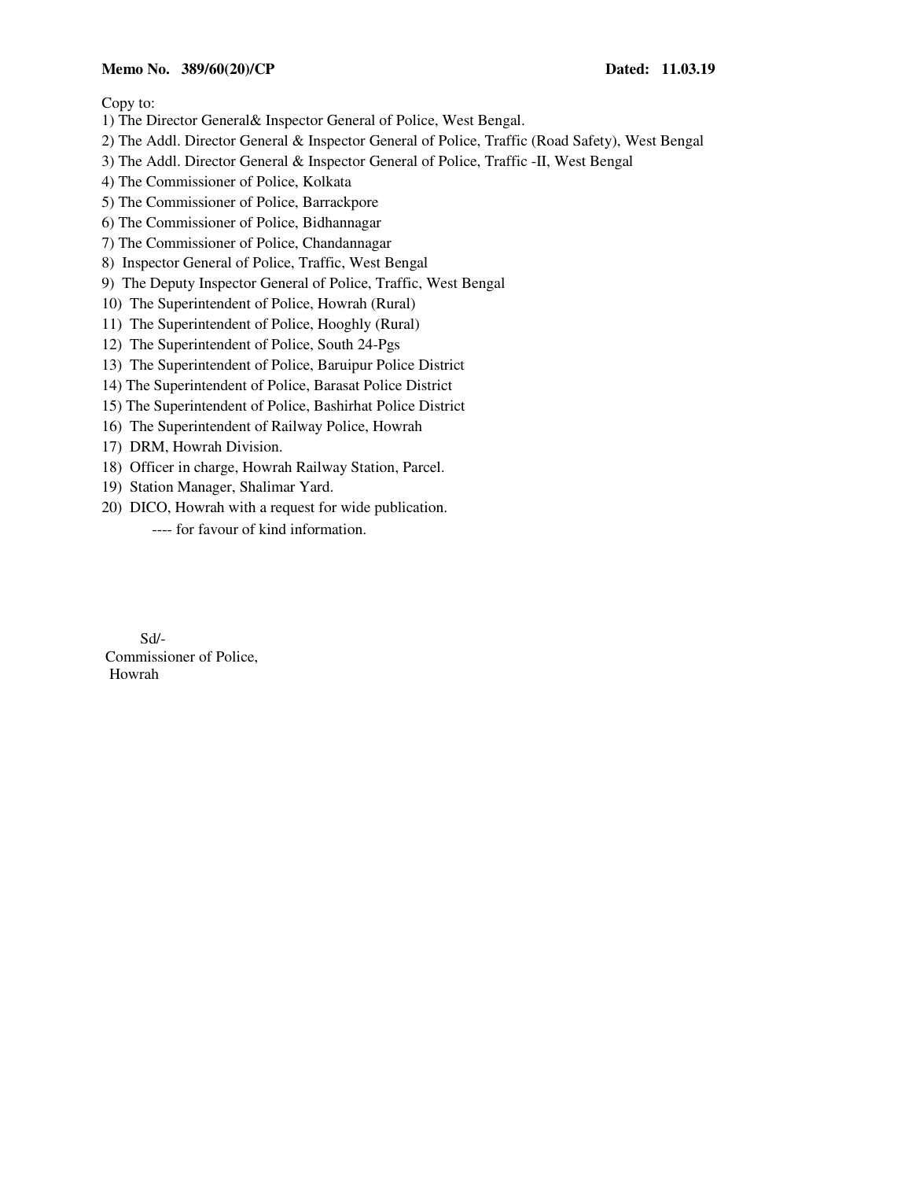**Memo No. 389/60(20)/CP** **Dated: 11.03.19**

Copy to:

1) The Director General& Inspector General of Police, West Bengal.
2) The Addl. Director General & Inspector General of Police, Traffic (Road Safety), West Bengal
3) The Addl. Director General & Inspector General of Police, Traffic -II, West Bengal
4) The Commissioner of Police, Kolkata
5) The Commissioner of Police, Barrackpore
6) The Commissioner of Police, Bidhannagar
7) The Commissioner of Police, Chandannagar
8) Inspector General of Police, Traffic, West Bengal
9) The Deputy Inspector General of Police, Traffic, West Bengal
10) The Superintendent of Police, Howrah (Rural)
11) The Superintendent of Police, Hooghly (Rural)
12) The Superintendent of Police, South 24-Pgs
13) The Superintendent of Police, Baruipur Police District
14) The Superintendent of Police, Barasat Police District
15) The Superintendent of Police, Bashirhat Police District
16) The Superintendent of Railway Police, Howrah
17) DRM, Howrah Division.
18) Officer in charge, Howrah Railway Station, Parcel.
19) Station Manager, Shalimar Yard.
20) DICO, Howrah with a request for wide publication.

---- for favour of kind information.

Sd/-
Commissioner of Police,
Howrah